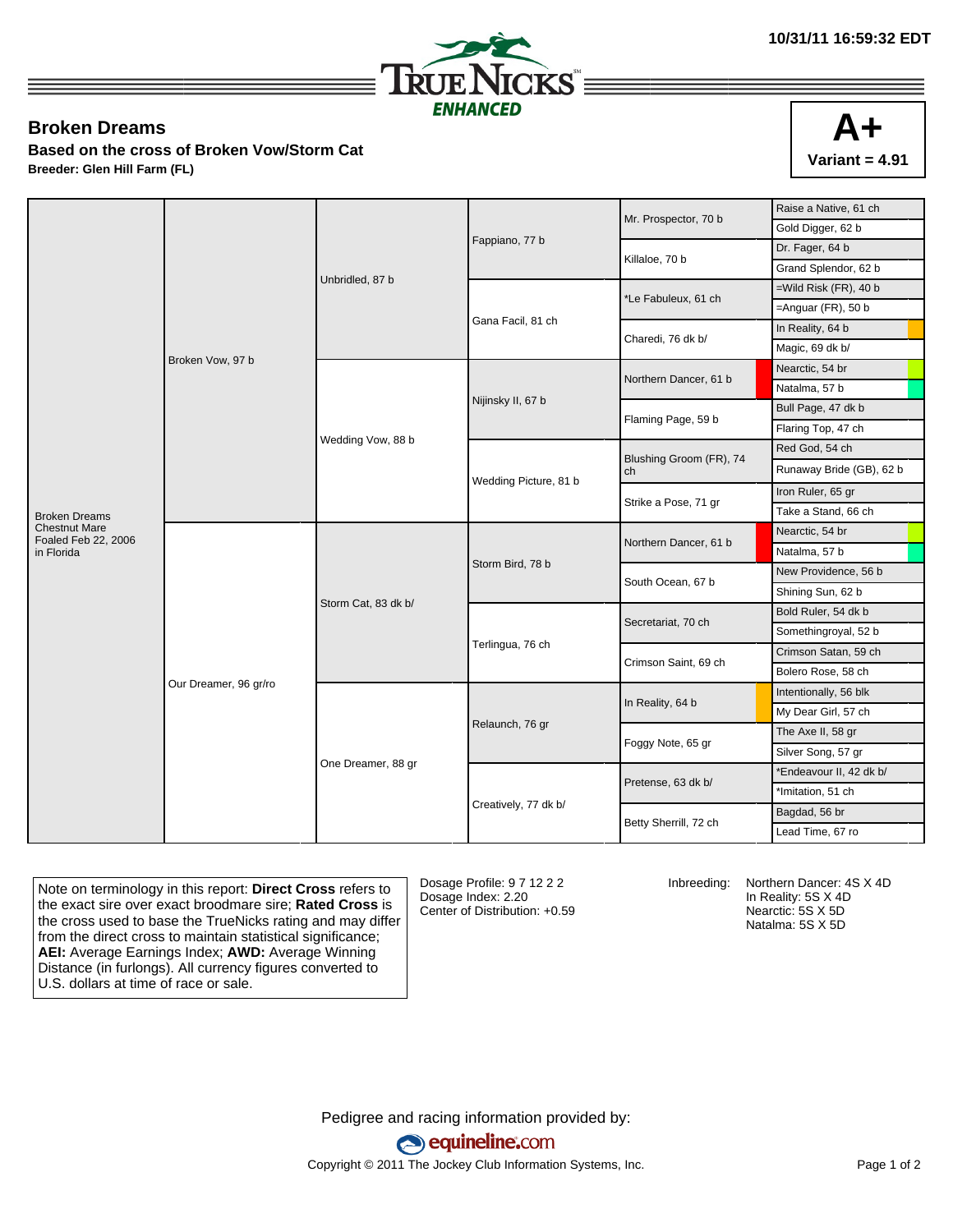10/31/11 16:59:32 EDT

TRUENICKS ENHANCED

## Broken Dreams

**Based on the cross of Broken Vow/Storm Cat**

**Breeder: Glen Hill Farm (FL)**

**A+**
**Variant = 4.91**

| | | | | | |
|---|---|---|---|---|---|
| Broken Dreams Chestnut Mare Foaled Feb 22, 2006 in Florida | Broken Vow, 97 b | Unbridled, 87 b | Fappiano, 77 b | Mr. Prospector, 70 b | Raise a Native, 61 ch |
| | | | | | Gold Digger, 62 b |
| | | | | Killaloe, 70 b | Dr. Fager, 64 b |
| | | | | | Grand Splendor, 62 b |
| | | | Gana Facil, 81 ch | *Le Fabuleux, 61 ch | =Wild Risk (FR), 40 b |
| | | | | | =Anguar (FR), 50 b |
| | | | | Charedi, 76 dk b/ | In Reality, 64 b |
| | | | | | Magic, 69 dk b/ |
| | | Wedding Vow, 88 b | Nijinsky II, 67 b | Northern Dancer, 61 b | Nearctic, 54 br |
| | | | | | Natalma, 57 b |
| | | | | Flaming Page, 59 b | Bull Page, 47 dk b |
| | | | | | Flaring Top, 47 ch |
| | | | Wedding Picture, 81 b | Blushing Groom (FR), 74 ch | Red God, 54 ch |
| | | | | | Runaway Bride (GB), 62 b |
| | | | | Strike a Pose, 71 gr | Iron Ruler, 65 gr |
| | | | | | Take a Stand, 66 ch |
| | Our Dreamer, 96 gr/ro | Storm Cat, 83 dk b/ | Storm Bird, 78 b | Northern Dancer, 61 b | Nearctic, 54 br |
| | | | | | Natalma, 57 b |
| | | | | South Ocean, 67 b | New Providence, 56 b |
| | | | | | Shining Sun, 62 b |
| | | | Terlingua, 76 ch | Secretariat, 70 ch | Bold Ruler, 54 dk b |
| | | | | | Somethingroyal, 52 b |
| | | | | Crimson Saint, 69 ch | Crimson Satan, 59 ch |
| | | | | | Bolero Rose, 58 ch |
| | | One Dreamer, 88 gr | Relaunch, 76 gr | In Reality, 64 b | Intentionally, 56 blk |
| | | | | | My Dear Girl, 57 ch |
| | | | | Foggy Note, 65 gr | The Axe II, 58 gr |
| | | | | | Silver Song, 57 gr |
| | | | Creatively, 77 dk b/ | Pretense, 63 dk b/ | *Endeavour II, 42 dk b/ |
| | | | | | *Imitation, 51 ch |
| | | | | Betty Sherrill, 72 ch | Bagdad, 56 br |
| | | | | | Lead Time, 67 ro |

Note on terminology in this report: **Direct Cross** refers to the exact sire over exact broodmare sire; **Rated Cross** is the cross used to base the TrueNicks rating and may differ from the direct cross to maintain statistical significance; **AEI:** Average Earnings Index; **AWD:** Average Winning Distance (in furlongs). All currency figures converted to U.S. dollars at time of race or sale.

Dosage Profile: 9 7 12 2 2
Dosage Index: 2.20
Center of Distribution: +0.59

Inbreeding:
Northern Dancer: 4S X 4D
In Reality: 5S X 4D
Nearctic: 5S X 5D
Natalma: 5S X 5D

Pedigree and racing information provided by:
equineline.com
Copyright © 2011 The Jockey Club Information Systems, Inc.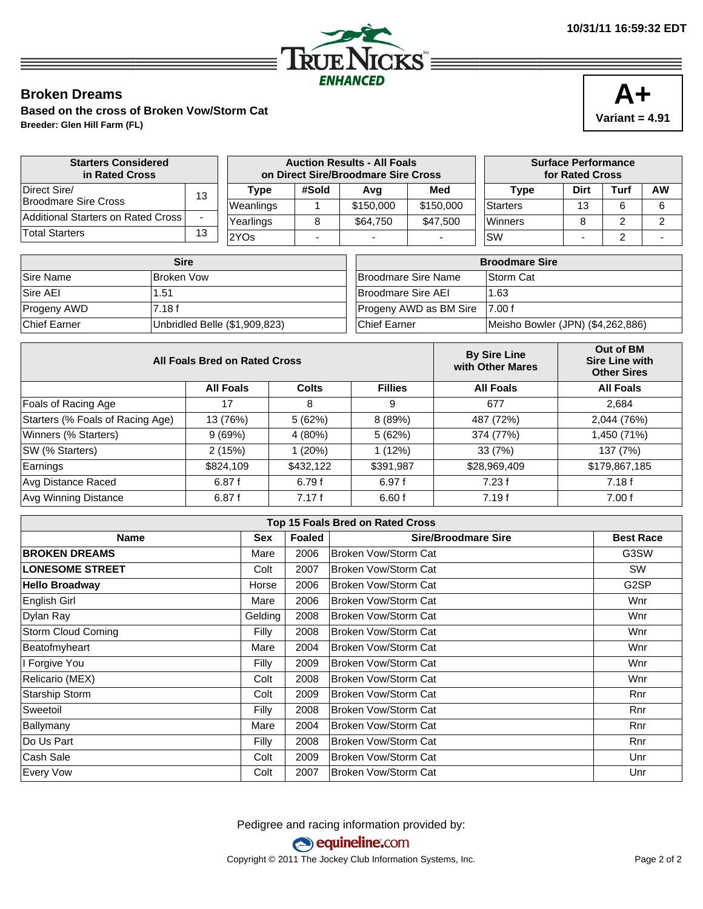10/31/11 16:59:32 EDT

TRUE NICKS ENHANCED

## Broken Dreams

**Based on the cross of Broken Vow/Storm Cat**

**Breeder: Glen Hill Farm (FL)**

**A+**
**Variant = 4.91**

| Starters Considered in Rated Cross | |
|---|---|
| Direct Sire/ Broodmare Sire Cross | 13 |
| Additional Starters on Rated Cross | - |
| Total Starters | 13 |

| Auction Results - All Foals on Direct Sire/Broodmare Sire Cross | | | |
|---|---|---|---|
| Type | #Sold | Avg | Med |
| Weanlings | 1 | $150,000 | $150,000 |
| Yearlings | 8 | $64,750 | $47,500 |
| 2YOs | - | - | - |

| Surface Performance for Rated Cross | | | |
|---|---|---|---|
| Type | Dirt | Turf | AW |
| Starters | 13 | 6 | 6 |
| Winners | 8 | 2 | 2 |
| SW | - | 2 | - |

| Sire | |
|---|---|
| Sire Name | Broken Vow |
| Sire AEI | 1.51 |
| Progeny AWD | 7.18 f |
| Chief Earner | Unbridled Belle ($1,909,823) |

| Broodmare Sire | |
|---|---|
| Broodmare Sire Name | Storm Cat |
| Broodmare Sire AEI | 1.63 |
| Progeny AWD as BM Sire | 7.00 f |
| Chief Earner | Meisho Bowler (JPN) ($4,262,886) |

| All Foals Bred on Rated Cross | | | | By Sire Line with Other Mares | Out of BM Sire Line with Other Sires |
|---|---|---|---|---|---|
| | All Foals | Colts | Fillies | All Foals | All Foals |
| Foals of Racing Age | 17 | 8 | 9 | 677 | 2,684 |
| Starters (% Foals of Racing Age) | 13 (76%) | 5 (62%) | 8 (89%) | 487 (72%) | 2,044 (76%) |
| Winners (% Starters) | 9 (69%) | 4 (80%) | 5 (62%) | 374 (77%) | 1,450 (71%) |
| SW (% Starters) | 2 (15%) | 1 (20%) | 1 (12%) | 33 (7%) | 137 (7%) |
| Earnings | $824,109 | $432,122 | $391,987 | $28,969,409 | $179,867,185 |
| Avg Distance Raced | 6.87 f | 6.79 f | 6.97 f | 7.23 f | 7.18 f |
| Avg Winning Distance | 6.87 f | 7.17 f | 6.60 f | 7.19 f | 7.00 f |

| Top 15 Foals Bred on Rated Cross | | | | |
|---|---|---|---|---|
| Name | Sex | Foaled | Sire/Broodmare Sire | Best Race |
| **BROKEN DREAMS** | Mare | 2006 | Broken Vow/Storm Cat | G3SW |
| **LONESOME STREET** | Colt | 2007 | Broken Vow/Storm Cat | SW |
| **Hello Broadway** | Horse | 2006 | Broken Vow/Storm Cat | G2SP |
| English Girl | Mare | 2006 | Broken Vow/Storm Cat | Wnr |
| Dylan Ray | Gelding | 2008 | Broken Vow/Storm Cat | Wnr |
| Storm Cloud Coming | Filly | 2008 | Broken Vow/Storm Cat | Wnr |
| Beatofmyheart | Mare | 2004 | Broken Vow/Storm Cat | Wnr |
| I Forgive You | Filly | 2009 | Broken Vow/Storm Cat | Wnr |
| Relicario (MEX) | Colt | 2008 | Broken Vow/Storm Cat | Wnr |
| Starship Storm | Colt | 2009 | Broken Vow/Storm Cat | Rnr |
| Sweetoil | Filly | 2008 | Broken Vow/Storm Cat | Rnr |
| Ballymany | Mare | 2004 | Broken Vow/Storm Cat | Rnr |
| Do Us Part | Filly | 2008 | Broken Vow/Storm Cat | Rnr |
| Cash Sale | Colt | 2009 | Broken Vow/Storm Cat | Unr |
| Every Vow | Colt | 2007 | Broken Vow/Storm Cat | Unr |

Pedigree and racing information provided by:

equineline.com

Copyright © 2011 The Jockey Club Information Systems, Inc.